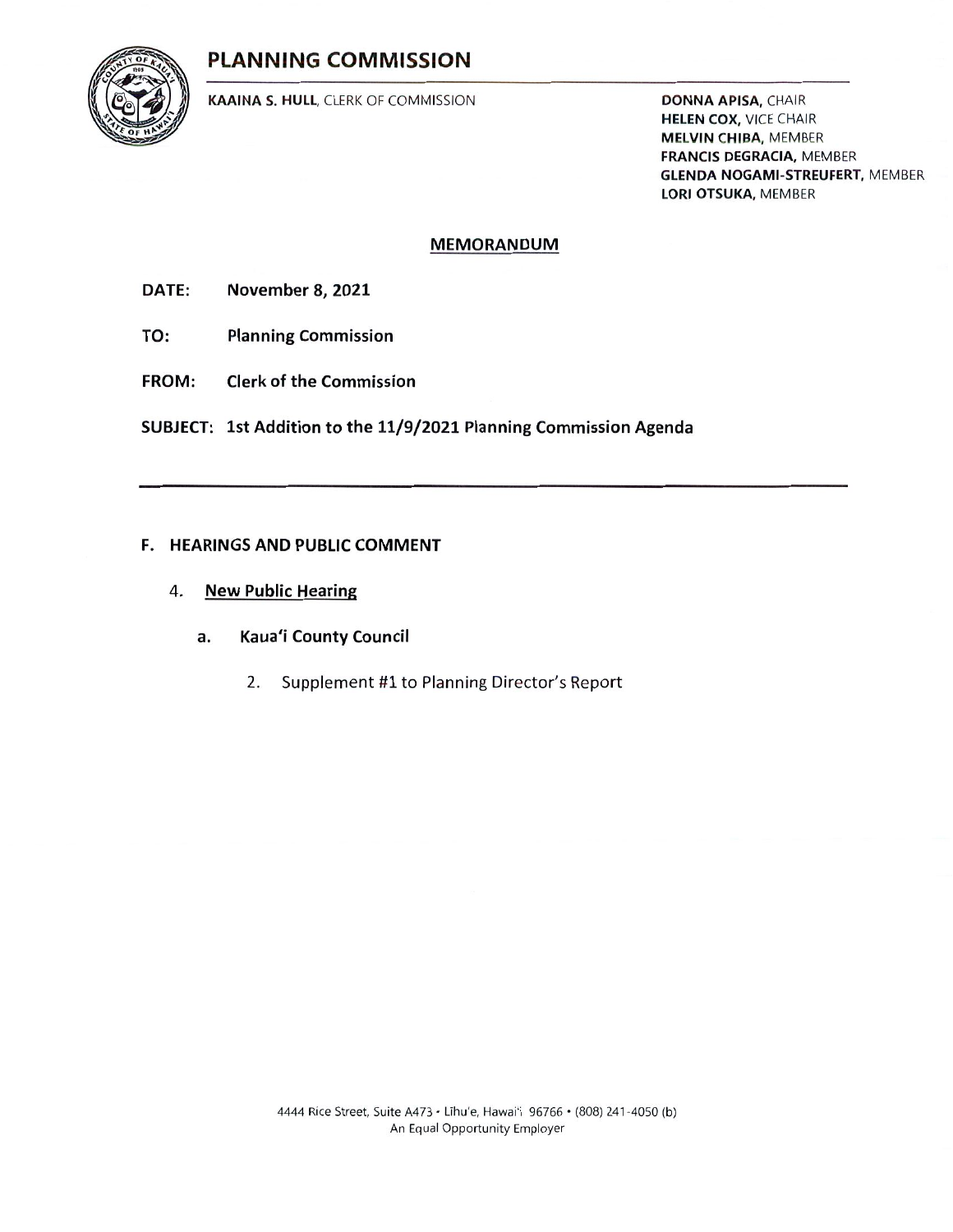# PLANNING COMMISSION

**KAAINA S. HULL**, CLERK OF COMMISSION

**DONNA APISA,** CHAIR
**HELEN COX,** VICE CHAIR
**MELVIN CHIBA,** MEMBER
**FRANCIS DEGRACIA,** MEMBER
**GLENDA NOGAMI-STREUFERT,** MEMBER
**LORI OTSUKA,** MEMBER

## MEMORANDUM

**DATE:** **November 8, 2021**

**TO:** **Planning Commission**

**FROM:** **Clerk of the Commission**

**SUBJECT: 1st Addition to the 11/9/2021 Planning Commission Agenda**

---

**F. HEARINGS AND PUBLIC COMMENT**

4. **New Public Hearing**

   a. **Kaua'i County Council**

      2. Supplement #1 to Planning Director's Report

4444 Rice Street, Suite A473 • Līhu'e, Hawai'i 96766 • (808) 241-4050 (b)
An Equal Opportunity Employer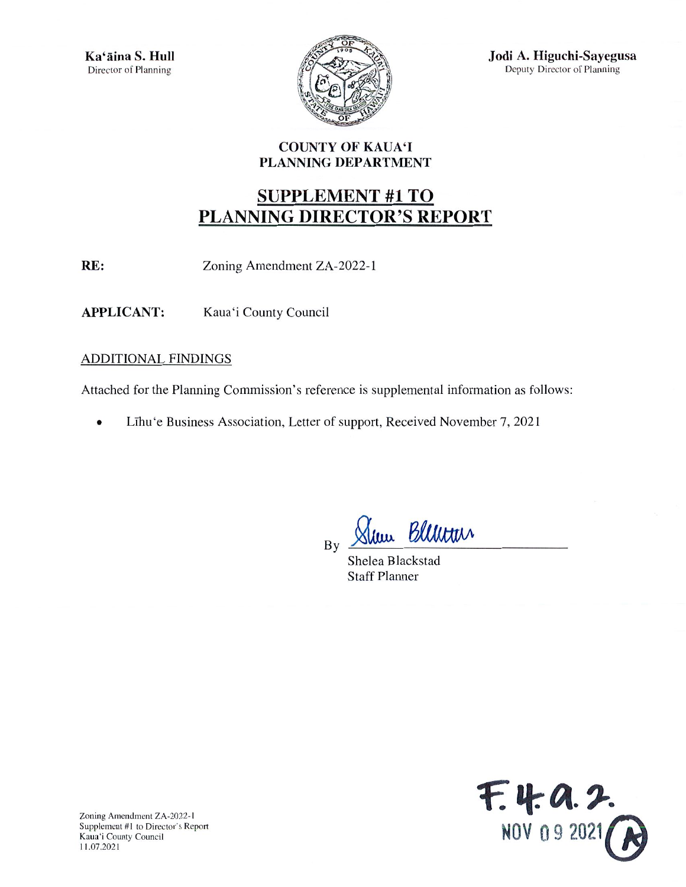**Ka'āina S. Hull**
Director of Planning

**Jodi A. Higuchi-Sayegusa**
Deputy Director of Planning

**COUNTY OF KAUA'I**
**PLANNING DEPARTMENT**

# SUPPLEMENT #1 TO PLANNING DIRECTOR'S REPORT

**RE:** Zoning Amendment ZA-2022-1

**APPLICANT:** Kaua'i County Council

ADDITIONAL FINDINGS

Attached for the Planning Commission's reference is supplemental information as follows:

- Līhu'e Business Association, Letter of support, Received November 7, 2021

By Shelea Blackstad
Shelea Blackstad
Staff Planner

Zoning Amendment ZA-2022-1
Supplement #1 to Director's Report
Kaua'i County Council
11.07.2021

F.4.a.2.
NOV 09 2021 (A)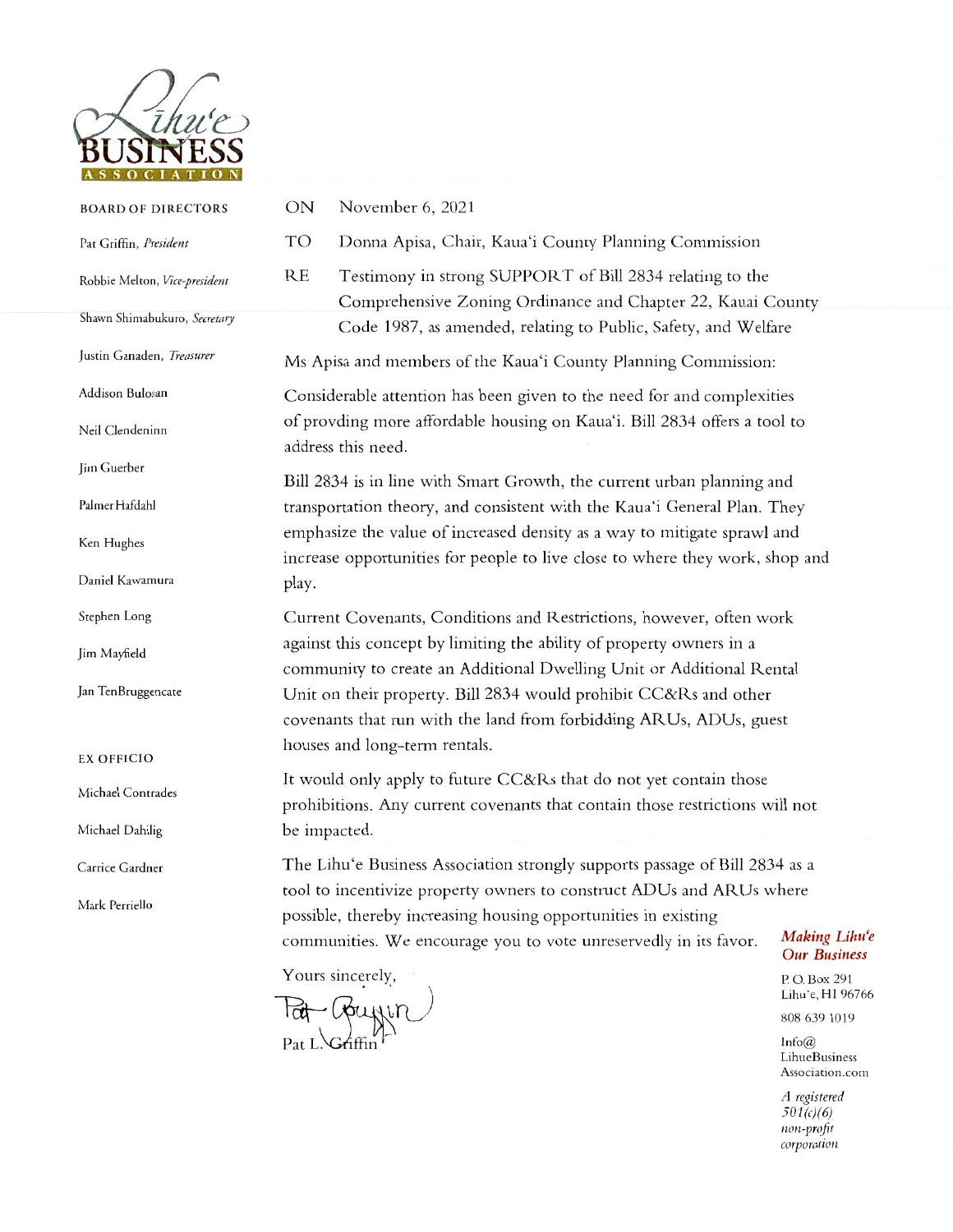Līhu'e BUSINESS ASSOCIATION

BOARD OF DIRECTORS

Pat Griffin, *President*

Robbie Melton, *Vice-president*

Shawn Shimabukuro, *Secretary*

Justin Ganaden, *Treasurer*

Addison Bulosan

Neil Clendeninn

Jim Guerber

Palmer Hafdahl

Ken Hughes

Daniel Kawamura

Stephen Long

Jim Mayfield

Jan TenBruggencate

EX OFFICIO

Michael Contrades

Michael Dahilig

Carrice Gardner

Mark Perriello

ON November 6, 2021

TO Donna Apisa, Chair, Kaua'i County Planning Commission

RE Testimony in strong SUPPORT of Bill 2834 relating to the Comprehensive Zoning Ordinance and Chapter 22, Kauai County Code 1987, as amended, relating to Public, Safety, and Welfare

Ms Apisa and members of the Kaua'i County Planning Commission:

Considerable attention has been given to the need for and complexities of provding more affordable housing on Kaua'i. Bill 2834 offers a tool to address this need.

Bill 2834 is in line with Smart Growth, the current urban planning and transportation theory, and consistent with the Kaua'i General Plan. They emphasize the value of increased density as a way to mitigate sprawl and increase opportunities for people to live close to where they work, shop and play.

Current Covenants, Conditions and Restrictions, however, often work against this concept by limiting the ability of property owners in a community to create an Additional Dwelling Unit or Additional Rental Unit on their property. Bill 2834 would prohibit CC&Rs and other covenants that run with the land from forbidding ARUs, ADUs, guest houses and long-term rentals.

It would only apply to future CC&Rs that do not yet contain those prohibitions. Any current covenants that contain those restrictions will not be impacted.

The Lihu'e Business Association strongly supports passage of Bill 2834 as a tool to incentivize property owners to construct ADUs and ARUs where possible, thereby increasing housing opportunities in existing communities. We encourage you to vote unreservedly in its favor.

Yours sincerely,

Pat L. Griffin

***Making Lihu'e Our Business***

P. O. Box 291
Lihu'e, HI 96766

808 639 1019

Info@
LihueBusiness
Association.com

*A registered 501(c)(6) non-profit corporation*